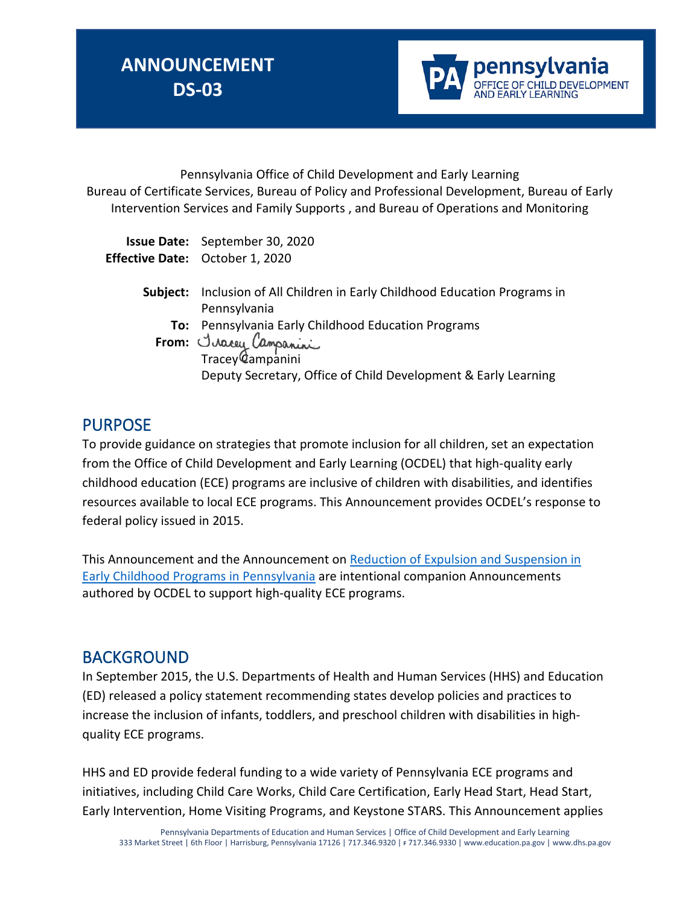# ANNOUNCEMENT DS-03

pennsylvania
OFFICE OF CHILD DEVELOPMENT AND EARLY LEARNING

Pennsylvania Office of Child Development and Early Learning
Bureau of Certificate Services, Bureau of Policy and Professional Development, Bureau of Early Intervention Services and Family Supports , and Bureau of Operations and Monitoring

**Issue Date:** September 30, 2020
**Effective Date:** October 1, 2020

**Subject:** Inclusion of All Children in Early Childhood Education Programs in Pennsylvania
**To:** Pennsylvania Early Childhood Education Programs
**From:** Tracey Campanini
Tracey Campanini
Deputy Secretary, Office of Child Development & Early Learning

## PURPOSE

To provide guidance on strategies that promote inclusion for all children, set an expectation from the Office of Child Development and Early Learning (OCDEL) that high-quality early childhood education (ECE) programs are inclusive of children with disabilities, and identifies resources available to local ECE programs. This Announcement provides OCDEL's response to federal policy issued in 2015.

This Announcement and the Announcement on Reduction of Expulsion and Suspension in Early Childhood Programs in Pennsylvania are intentional companion Announcements authored by OCDEL to support high-quality ECE programs.

## BACKGROUND

In September 2015, the U.S. Departments of Health and Human Services (HHS) and Education (ED) released a policy statement recommending states develop policies and practices to increase the inclusion of infants, toddlers, and preschool children with disabilities in high-quality ECE programs.

HHS and ED provide federal funding to a wide variety of Pennsylvania ECE programs and initiatives, including Child Care Works, Child Care Certification, Early Head Start, Head Start, Early Intervention, Home Visiting Programs, and Keystone STARS. This Announcement applies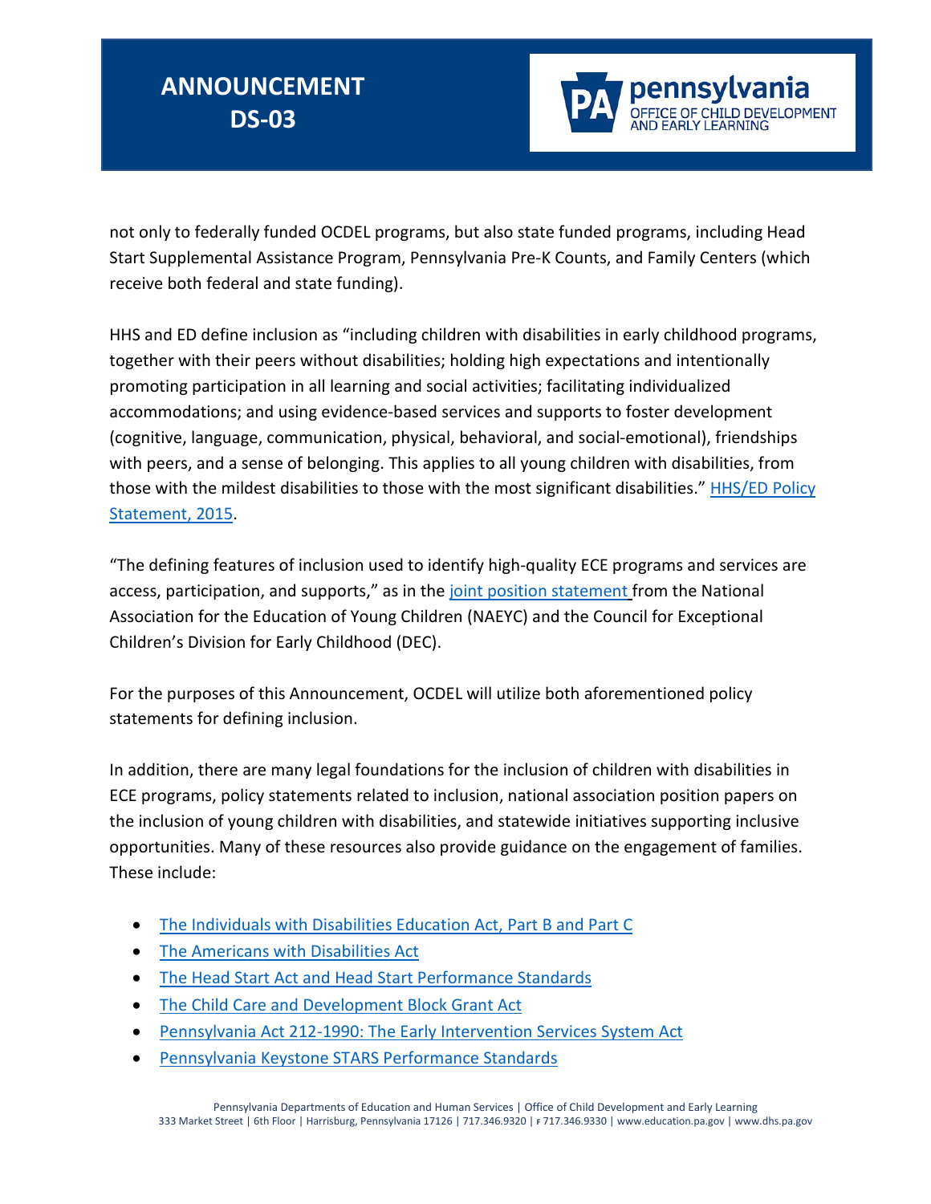not only to federally funded OCDEL programs, but also state funded programs, including Head Start Supplemental Assistance Program, Pennsylvania Pre-K Counts, and Family Centers (which receive both federal and state funding).

HHS and ED define inclusion as "including children with disabilities in early childhood programs, together with their peers without disabilities; holding high expectations and intentionally promoting participation in all learning and social activities; facilitating individualized accommodations; and using evidence-based services and supports to foster development (cognitive, language, communication, physical, behavioral, and social-emotional), friendships with peers, and a sense of belonging. This applies to all young children with disabilities, from those with the mildest disabilities to those with the most significant disabilities." HHS/ED Policy Statement, 2015.

"The defining features of inclusion used to identify high-quality ECE programs and services are access, participation, and supports," as in the joint position statement from the National Association for the Education of Young Children (NAEYC) and the Council for Exceptional Children's Division for Early Childhood (DEC).

For the purposes of this Announcement, OCDEL will utilize both aforementioned policy statements for defining inclusion.

In addition, there are many legal foundations for the inclusion of children with disabilities in ECE programs, policy statements related to inclusion, national association position papers on the inclusion of young children with disabilities, and statewide initiatives supporting inclusive opportunities. Many of these resources also provide guidance on the engagement of families. These include:

- The Individuals with Disabilities Education Act, Part B and Part C
- The Americans with Disabilities Act
- The Head Start Act and Head Start Performance Standards
- The Child Care and Development Block Grant Act
- Pennsylvania Act 212-1990: The Early Intervention Services System Act
- Pennsylvania Keystone STARS Performance Standards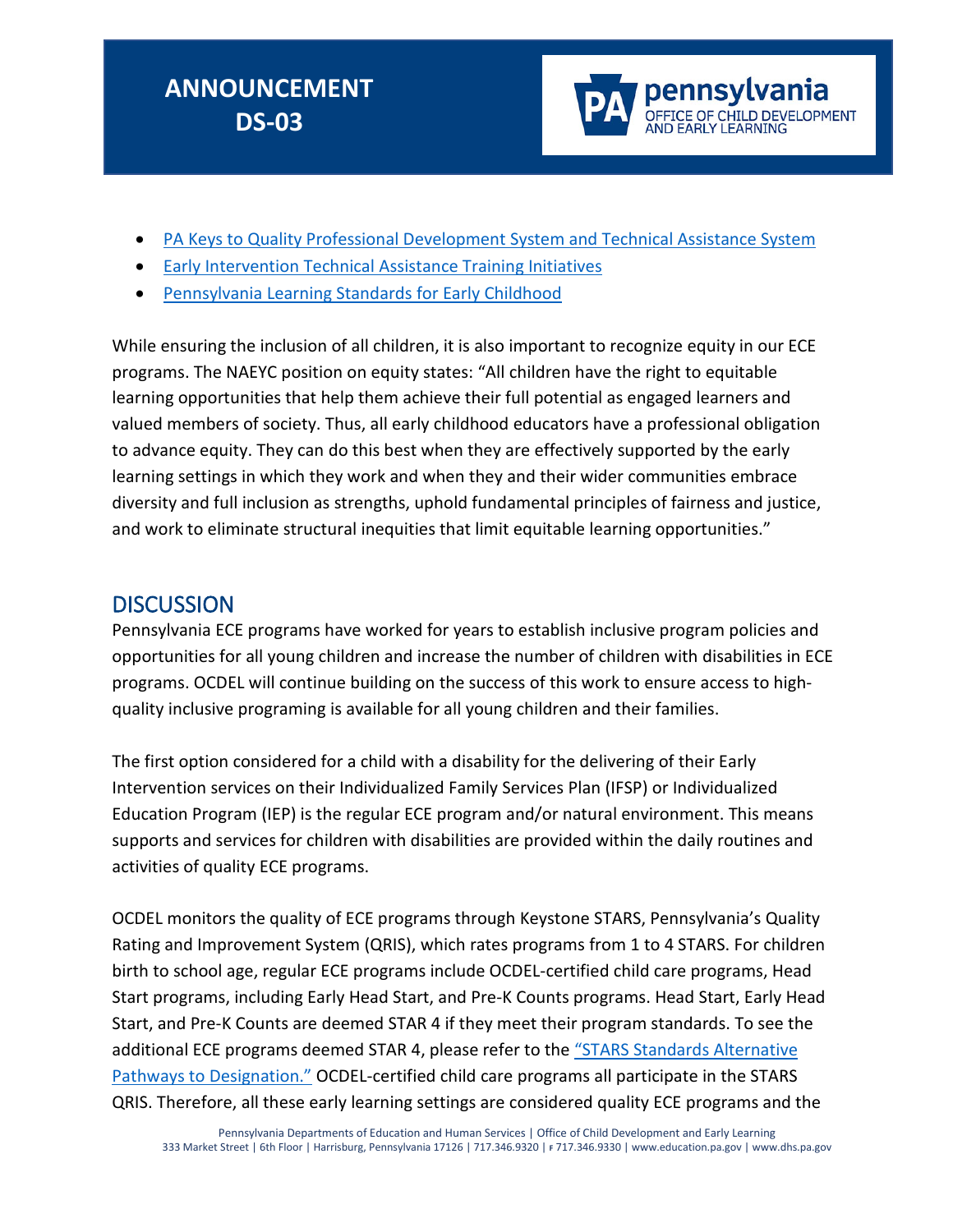- PA Keys to Quality Professional Development System and Technical Assistance System
- Early Intervention Technical Assistance Training Initiatives
- Pennsylvania Learning Standards for Early Childhood

While ensuring the inclusion of all children, it is also important to recognize equity in our ECE programs. The NAEYC position on equity states: "All children have the right to equitable learning opportunities that help them achieve their full potential as engaged learners and valued members of society. Thus, all early childhood educators have a professional obligation to advance equity. They can do this best when they are effectively supported by the early learning settings in which they work and when they and their wider communities embrace diversity and full inclusion as strengths, uphold fundamental principles of fairness and justice, and work to eliminate structural inequities that limit equitable learning opportunities."

## DISCUSSION

Pennsylvania ECE programs have worked for years to establish inclusive program policies and opportunities for all young children and increase the number of children with disabilities in ECE programs. OCDEL will continue building on the success of this work to ensure access to high-quality inclusive programing is available for all young children and their families.

The first option considered for a child with a disability for the delivering of their Early Intervention services on their Individualized Family Services Plan (IFSP) or Individualized Education Program (IEP) is the regular ECE program and/or natural environment. This means supports and services for children with disabilities are provided within the daily routines and activities of quality ECE programs.

OCDEL monitors the quality of ECE programs through Keystone STARS, Pennsylvania's Quality Rating and Improvement System (QRIS), which rates programs from 1 to 4 STARS. For children birth to school age, regular ECE programs include OCDEL-certified child care programs, Head Start programs, including Early Head Start, and Pre-K Counts programs. Head Start, Early Head Start, and Pre-K Counts are deemed STAR 4 if they meet their program standards. To see the additional ECE programs deemed STAR 4, please refer to the "STARS Standards Alternative Pathways to Designation." OCDEL-certified child care programs all participate in the STARS QRIS. Therefore, all these early learning settings are considered quality ECE programs and the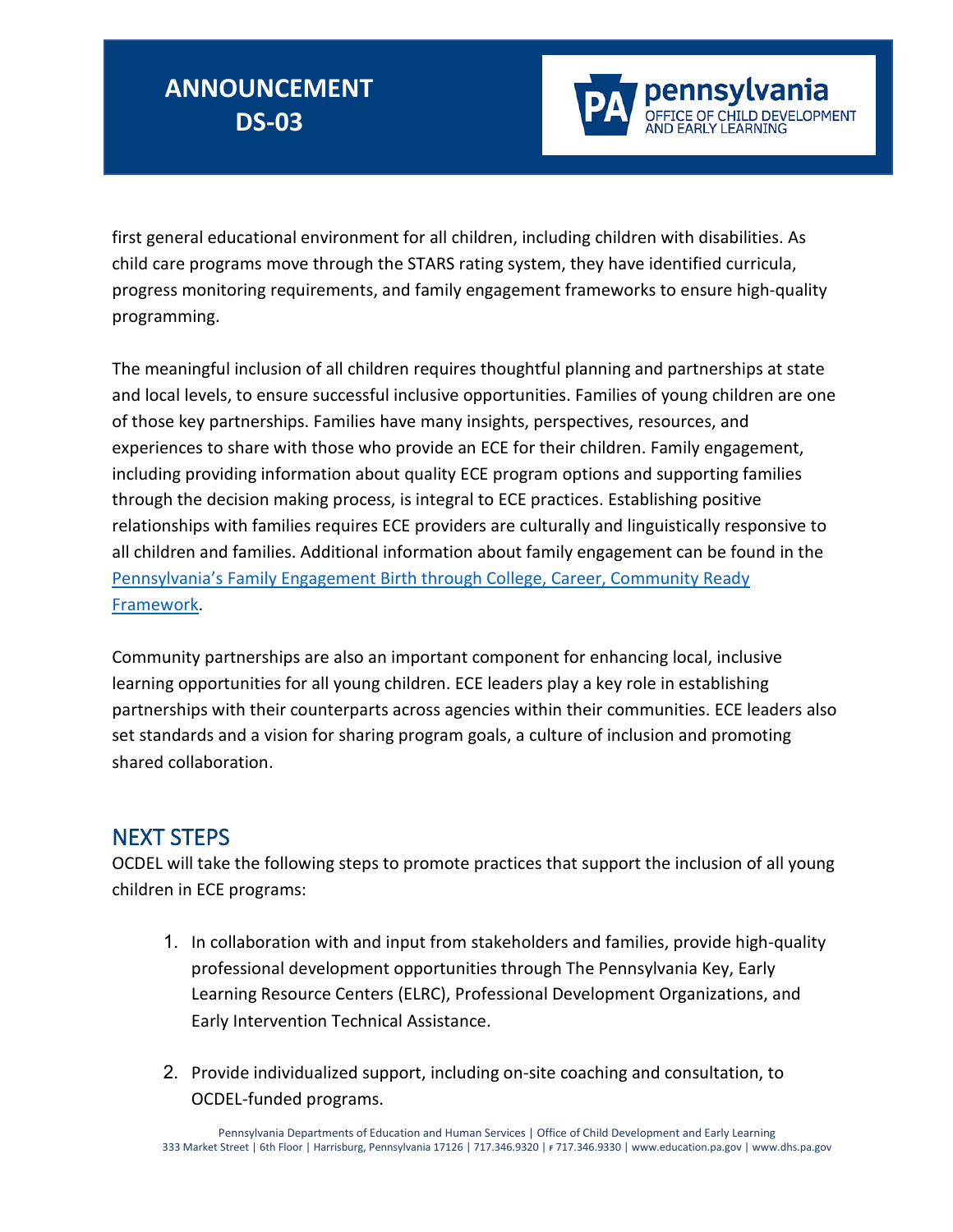first general educational environment for all children, including children with disabilities. As child care programs move through the STARS rating system, they have identified curricula, progress monitoring requirements, and family engagement frameworks to ensure high-quality programming.

The meaningful inclusion of all children requires thoughtful planning and partnerships at state and local levels, to ensure successful inclusive opportunities. Families of young children are one of those key partnerships. Families have many insights, perspectives, resources, and experiences to share with those who provide an ECE for their children. Family engagement, including providing information about quality ECE program options and supporting families through the decision making process, is integral to ECE practices. Establishing positive relationships with families requires ECE providers are culturally and linguistically responsive to all children and families. Additional information about family engagement can be found in the [Pennsylvania's Family Engagement Birth through College, Career, Community Ready Framework](#).

Community partnerships are also an important component for enhancing local, inclusive learning opportunities for all young children. ECE leaders play a key role in establishing partnerships with their counterparts across agencies within their communities. ECE leaders also set standards and a vision for sharing program goals, a culture of inclusion and promoting shared collaboration.

## NEXT STEPS

OCDEL will take the following steps to promote practices that support the inclusion of all young children in ECE programs:

1. In collaboration with and input from stakeholders and families, provide high-quality professional development opportunities through The Pennsylvania Key, Early Learning Resource Centers (ELRC), Professional Development Organizations, and Early Intervention Technical Assistance.

2. Provide individualized support, including on-site coaching and consultation, to OCDEL-funded programs.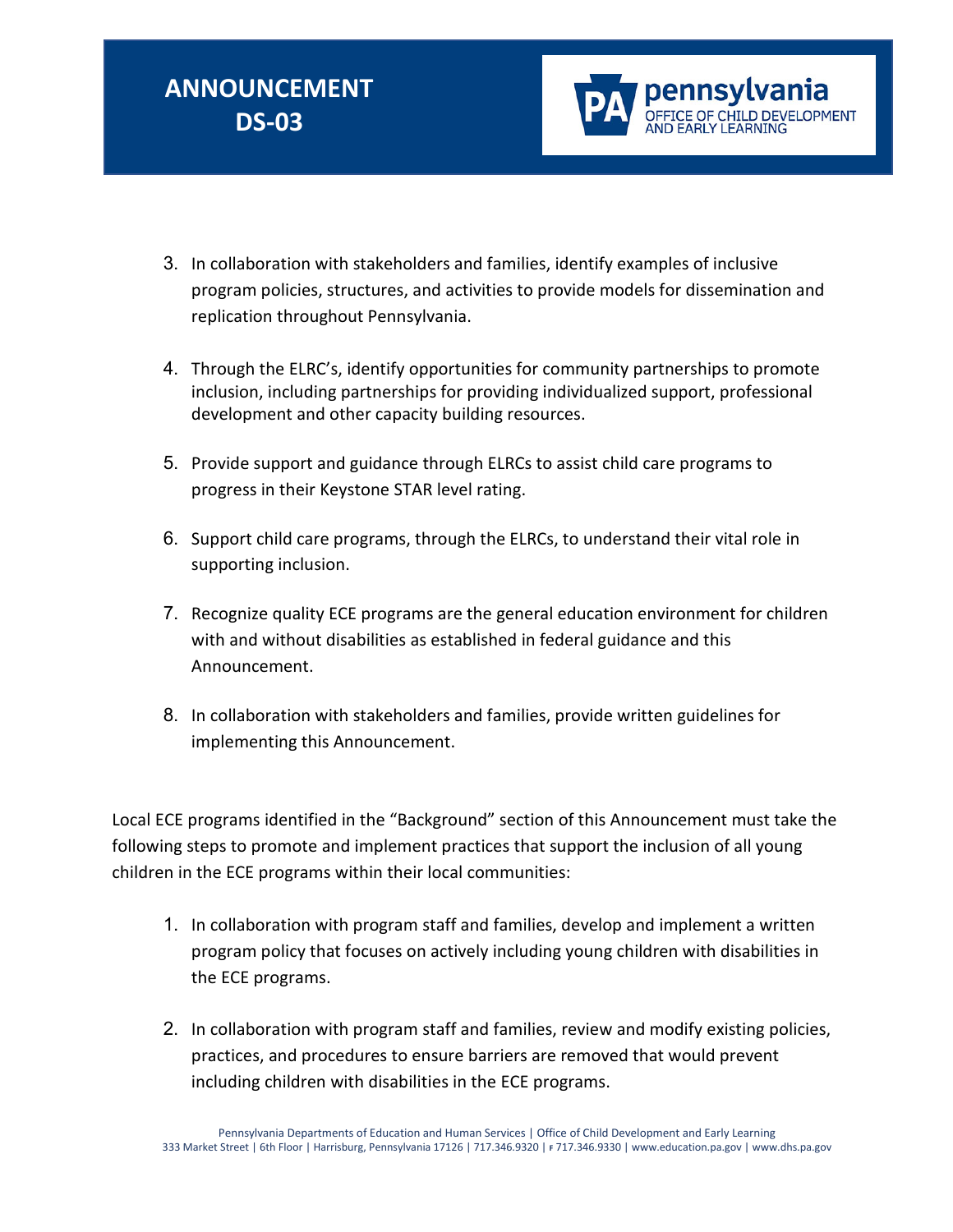3. In collaboration with stakeholders and families, identify examples of inclusive program policies, structures, and activities to provide models for dissemination and replication throughout Pennsylvania.

4. Through the ELRC's, identify opportunities for community partnerships to promote inclusion, including partnerships for providing individualized support, professional development and other capacity building resources.

5. Provide support and guidance through ELRCs to assist child care programs to progress in their Keystone STAR level rating.

6. Support child care programs, through the ELRCs, to understand their vital role in supporting inclusion.

7. Recognize quality ECE programs are the general education environment for children with and without disabilities as established in federal guidance and this Announcement.

8. In collaboration with stakeholders and families, provide written guidelines for implementing this Announcement.

Local ECE programs identified in the "Background" section of this Announcement must take the following steps to promote and implement practices that support the inclusion of all young children in the ECE programs within their local communities:

1. In collaboration with program staff and families, develop and implement a written program policy that focuses on actively including young children with disabilities in the ECE programs.

2. In collaboration with program staff and families, review and modify existing policies, practices, and procedures to ensure barriers are removed that would prevent including children with disabilities in the ECE programs.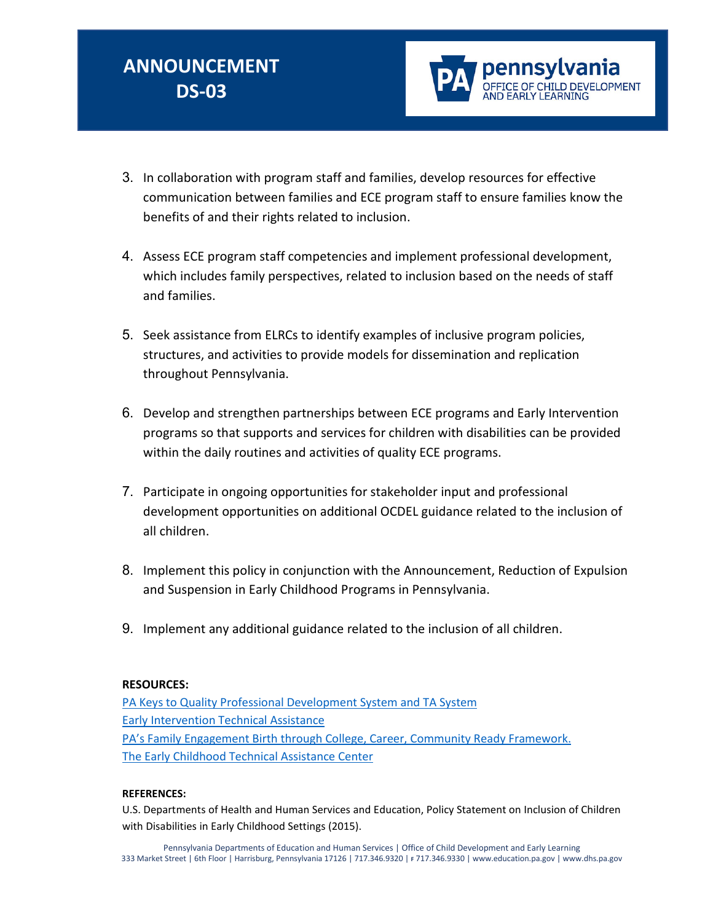3. In collaboration with program staff and families, develop resources for effective communication between families and ECE program staff to ensure families know the benefits of and their rights related to inclusion.

4. Assess ECE program staff competencies and implement professional development, which includes family perspectives, related to inclusion based on the needs of staff and families.

5. Seek assistance from ELRCs to identify examples of inclusive program policies, structures, and activities to provide models for dissemination and replication throughout Pennsylvania.

6. Develop and strengthen partnerships between ECE programs and Early Intervention programs so that supports and services for children with disabilities can be provided within the daily routines and activities of quality ECE programs.

7. Participate in ongoing opportunities for stakeholder input and professional development opportunities on additional OCDEL guidance related to the inclusion of all children.

8. Implement this policy in conjunction with the Announcement, Reduction of Expulsion and Suspension in Early Childhood Programs in Pennsylvania.

9. Implement any additional guidance related to the inclusion of all children.

**RESOURCES:**

PA Keys to Quality Professional Development System and TA System
Early Intervention Technical Assistance
PA's Family Engagement Birth through College, Career, Community Ready Framework.
The Early Childhood Technical Assistance Center

**REFERENCES:**

U.S. Departments of Health and Human Services and Education, Policy Statement on Inclusion of Children with Disabilities in Early Childhood Settings (2015).